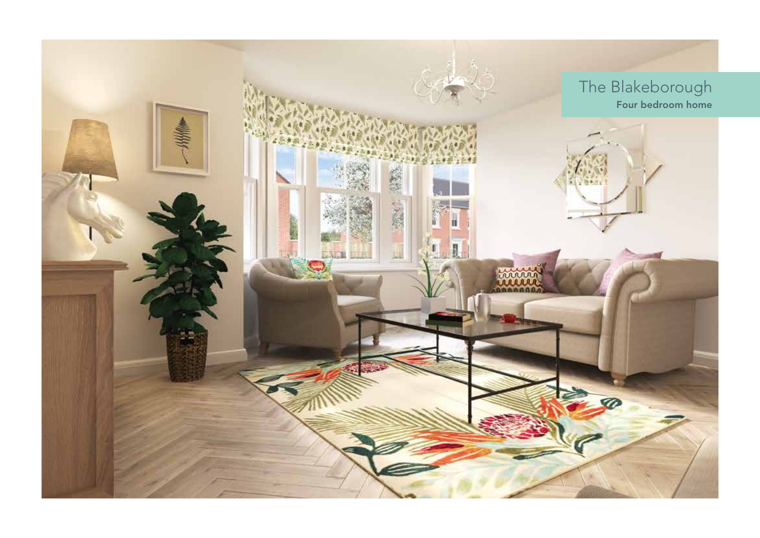# The Blakeborough

**Four bedroom home**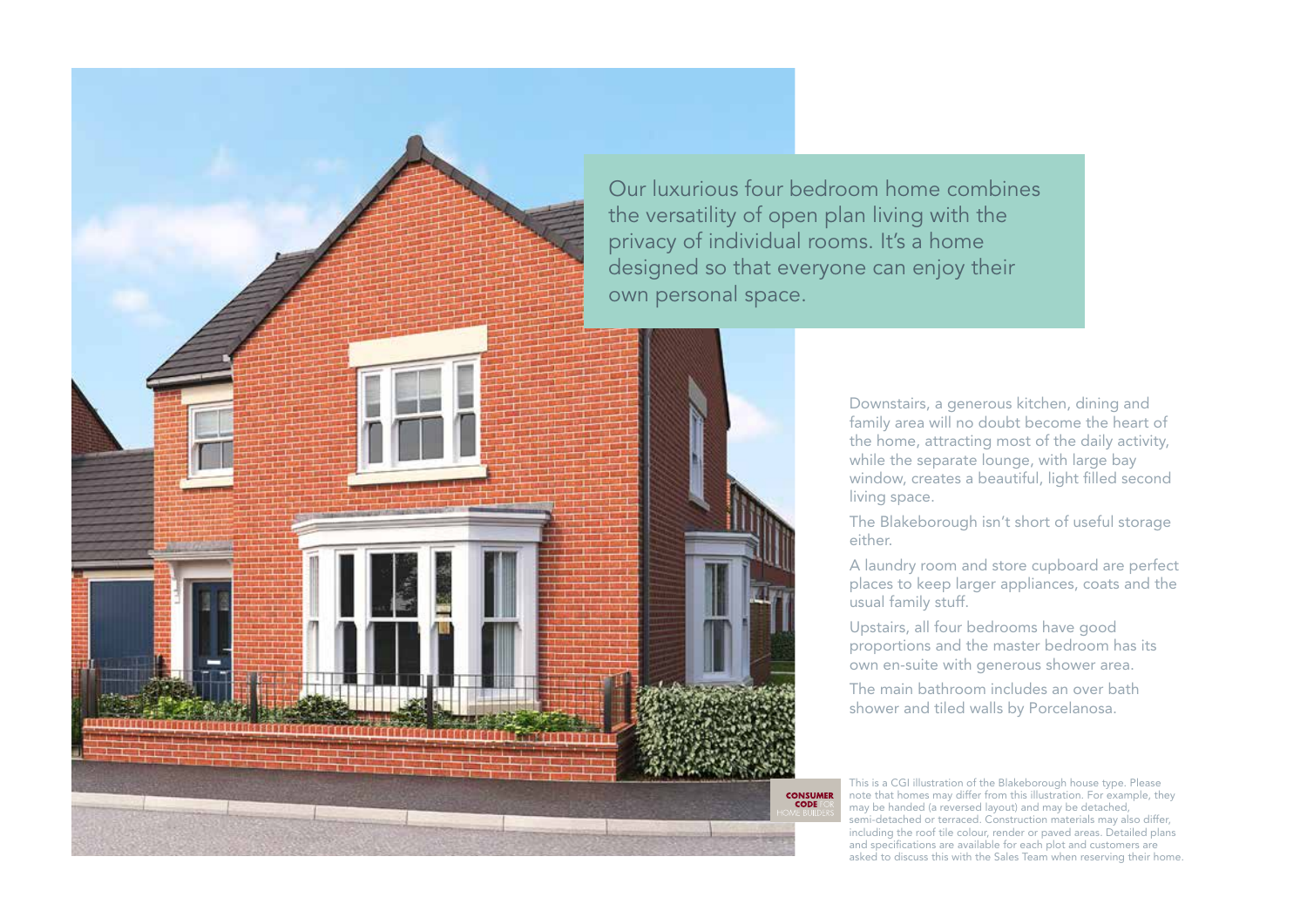Our luxurious four bedroom home combines the versatility of open plan living with the privacy of individual rooms. It's a home designed so that everyone can enjoy their own personal space.

Downstairs, a generous kitchen, dining and family area will no doubt become the heart of the home, attracting most of the daily activity, while the separate lounge, with large bay window, creates a beautiful, light filled second living space.

The Blakeborough isn't short of useful storage either.

A laundry room and store cupboard are perfect places to keep larger appliances, coats and the usual family stuff.

Upstairs, all four bedrooms have good proportions and the master bedroom has its own en-suite with generous shower area.

The main bathroom includes an over bath shower and tiled walls by Porcelanosa.

CONSUMER CODE FOR HOME BUILDERS

This is a CGI illustration of the Blakeborough house type. Please note that homes may differ from this illustration. For example, they may be handed (a reversed layout) and may be detached, semi-detached or terraced. Construction materials may also differ, including the roof tile colour, render or paved areas. Detailed plans and specifications are available for each plot and customers are asked to discuss this with the Sales Team when reserving their home.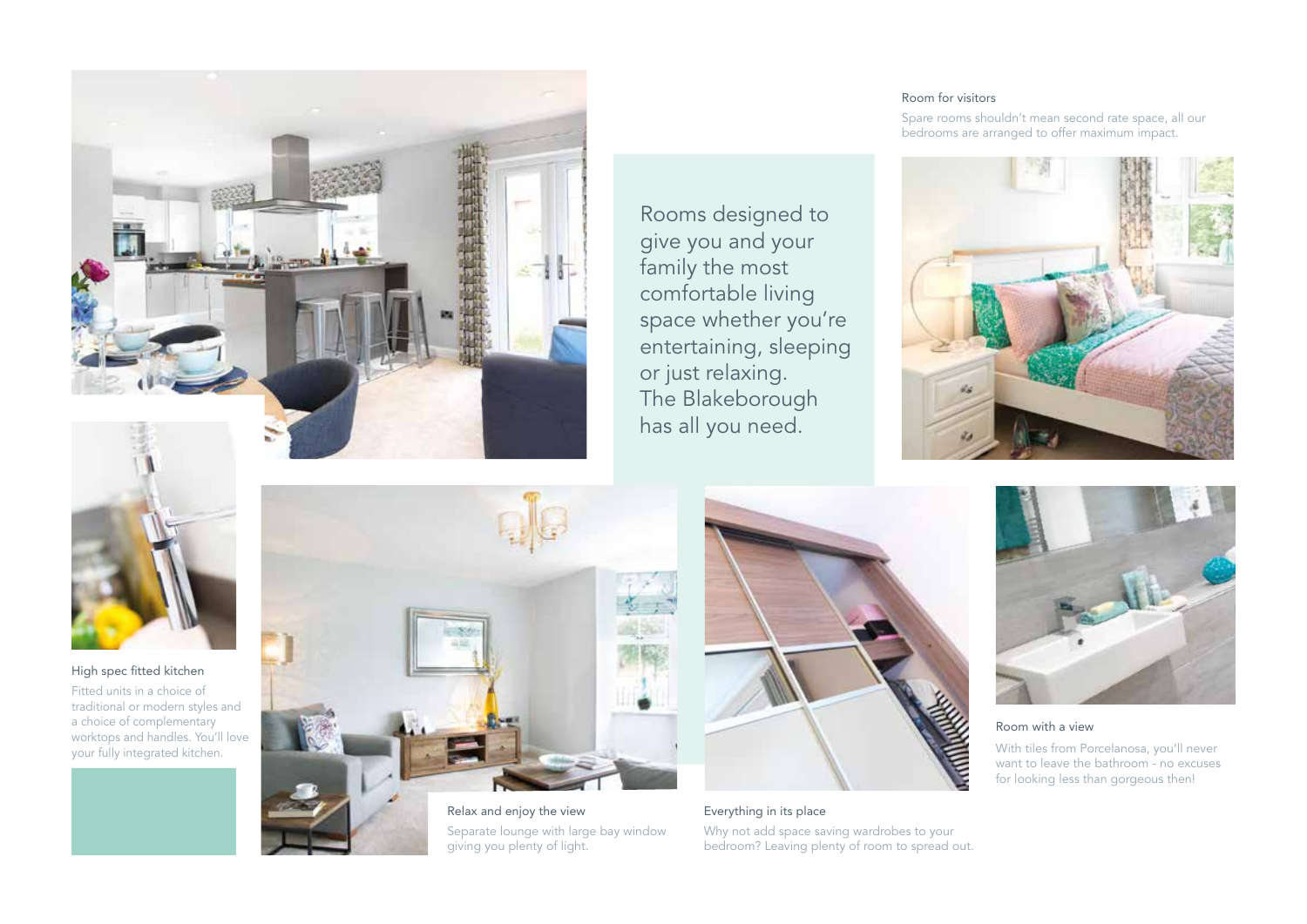Rooms designed to give you and your family the most comfortable living space whether you're entertaining, sleeping or just relaxing. The Blakeborough has all you need.

### Room for visitors

Spare rooms shouldn't mean second rate space, all our bedrooms are arranged to offer maximum impact.

### High spec fitted kitchen

Fitted units in a choice of traditional or modern styles and a choice of complementary worktops and handles. You'll love your fully integrated kitchen.

### Relax and enjoy the view

Separate lounge with large bay window giving you plenty of light.

### Everything in its place

Why not add space saving wardrobes to your bedroom? Leaving plenty of room to spread out.

### Room with a view

With tiles from Porcelanosa, you'll never want to leave the bathroom - no excuses for looking less than gorgeous then!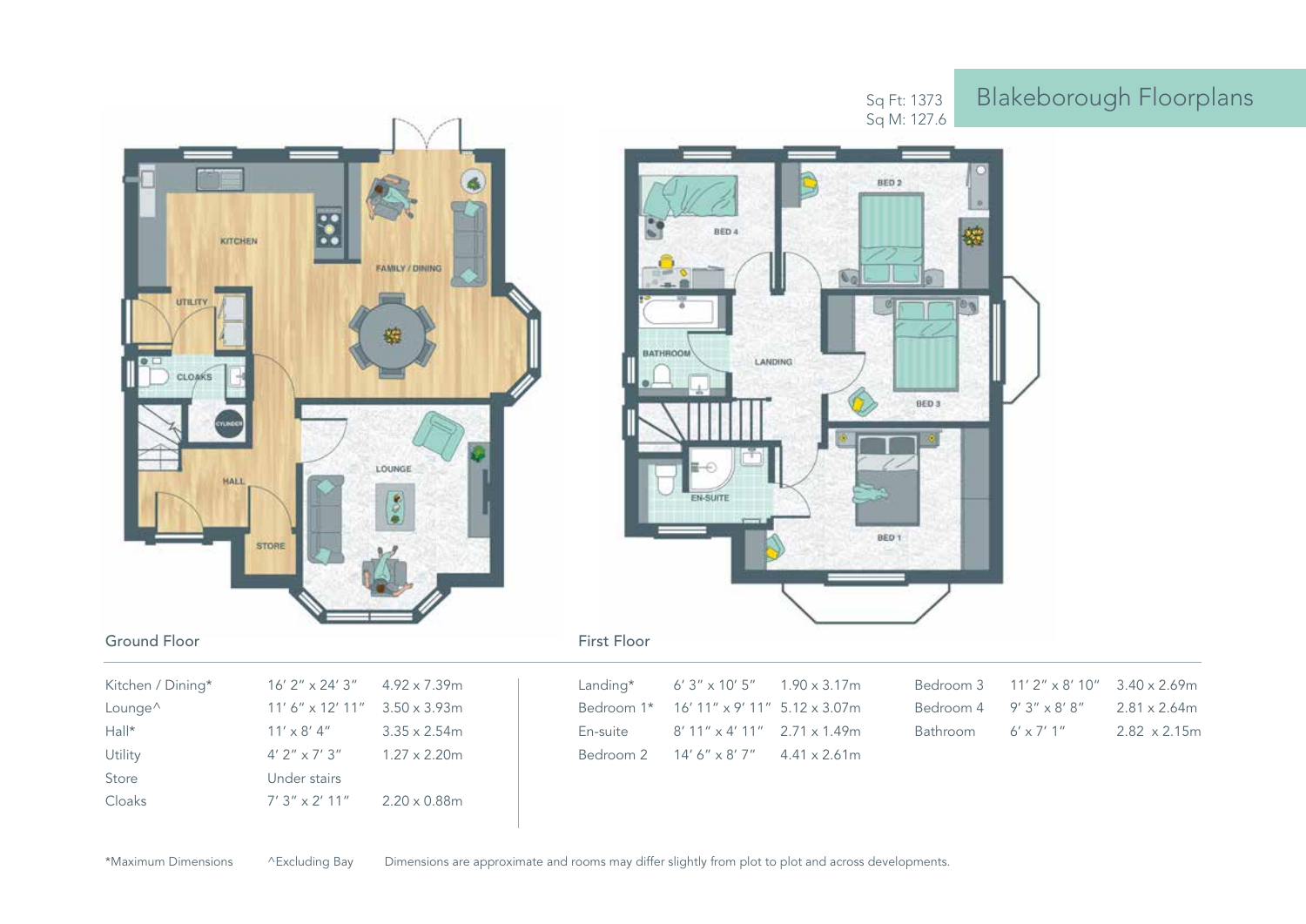Sq Ft: 1373
Sq M: 127.6

# Blakeborough Floorplans

## Ground Floor

| | | |
|---|---|---|
| Kitchen / Dining* | 16′ 2″ x 24′ 3″ | 4.92 x 7.39m |
| Lounge^ | 11′ 6″ x 12′ 11″ | 3.50 x 3.93m |
| Hall* | 11′ x 8′ 4″ | 3.35 x 2.54m |
| Utility | 4′ 2″ x 7′ 3″ | 1.27 x 2.20m |
| Store | Under stairs | |
| Cloaks | 7′ 3″ x 2′ 11″ | 2.20 x 0.88m |

## First Floor

| | | |
|---|---|---|
| Landing* | 6′ 3″ x 10′ 5″ | 1.90 x 3.17m |
| Bedroom 1* | 16′ 11″ x 9′ 11″ | 5.12 x 3.07m |
| En-suite | 8′ 11″ x 4′ 11″ | 2.71 x 1.49m |
| Bedroom 2 | 14′ 6″ x 8′ 7″ | 4.41 x 2.61m |
| Bedroom 3 | 11′ 2″ x 8′ 10″ | 3.40 x 2.69m |
| Bedroom 4 | 9′ 3″ x 8′ 8″ | 2.81 x 2.64m |
| Bathroom | 6′ x 7′ 1″ | 2.82 x 2.15m |

*Maximum Dimensions ^Excluding Bay Dimensions are approximate and rooms may differ slightly from plot to plot and across developments.